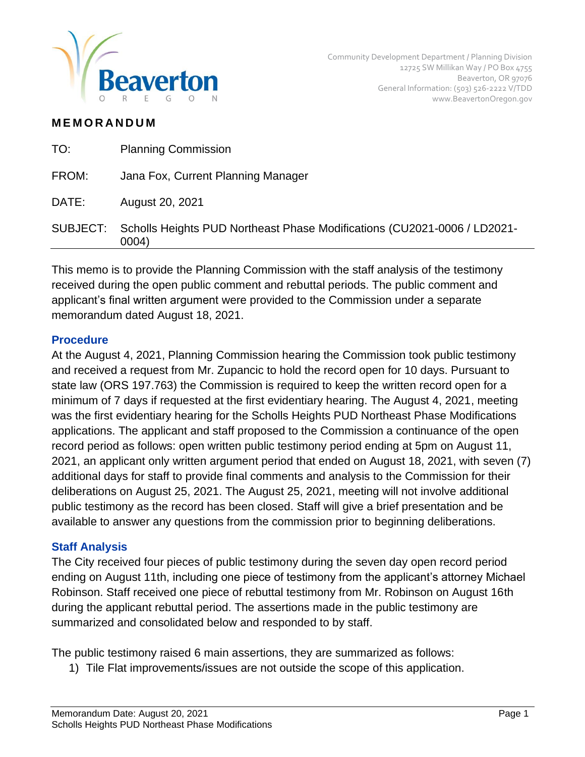Community Development Department / Planning Division
12725 SW Millikan Way / PO Box 4755
Beaverton, OR 97076
General Information: (503) 526-2222 V/TDD
www.BeavertonOregon.gov

# MEMORANDUM

| | |
|---|---|
| TO: | Planning Commission |
| FROM: | Jana Fox, Current Planning Manager |
| DATE: | August 20, 2021 |
| SUBJECT: | Scholls Heights PUD Northeast Phase Modifications (CU2021-0006 / LD2021-0004) |

This memo is to provide the Planning Commission with the staff analysis of the testimony received during the open public comment and rebuttal periods. The public comment and applicant's final written argument were provided to the Commission under a separate memorandum dated August 18, 2021.

## Procedure

At the August 4, 2021, Planning Commission hearing the Commission took public testimony and received a request from Mr. Zupancic to hold the record open for 10 days. Pursuant to state law (ORS 197.763) the Commission is required to keep the written record open for a minimum of 7 days if requested at the first evidentiary hearing. The August 4, 2021, meeting was the first evidentiary hearing for the Scholls Heights PUD Northeast Phase Modifications applications. The applicant and staff proposed to the Commission a continuance of the open record period as follows: open written public testimony period ending at 5pm on August 11, 2021, an applicant only written argument period that ended on August 18, 2021, with seven (7) additional days for staff to provide final comments and analysis to the Commission for their deliberations on August 25, 2021. The August 25, 2021, meeting will not involve additional public testimony as the record has been closed. Staff will give a brief presentation and be available to answer any questions from the commission prior to beginning deliberations.

## Staff Analysis

The City received four pieces of public testimony during the seven day open record period ending on August 11th, including one piece of testimony from the applicant's attorney Michael Robinson. Staff received one piece of rebuttal testimony from Mr. Robinson on August 16th during the applicant rebuttal period. The assertions made in the public testimony are summarized and consolidated below and responded to by staff.

The public testimony raised 6 main assertions, they are summarized as follows:

1) Tile Flat improvements/issues are not outside the scope of this application.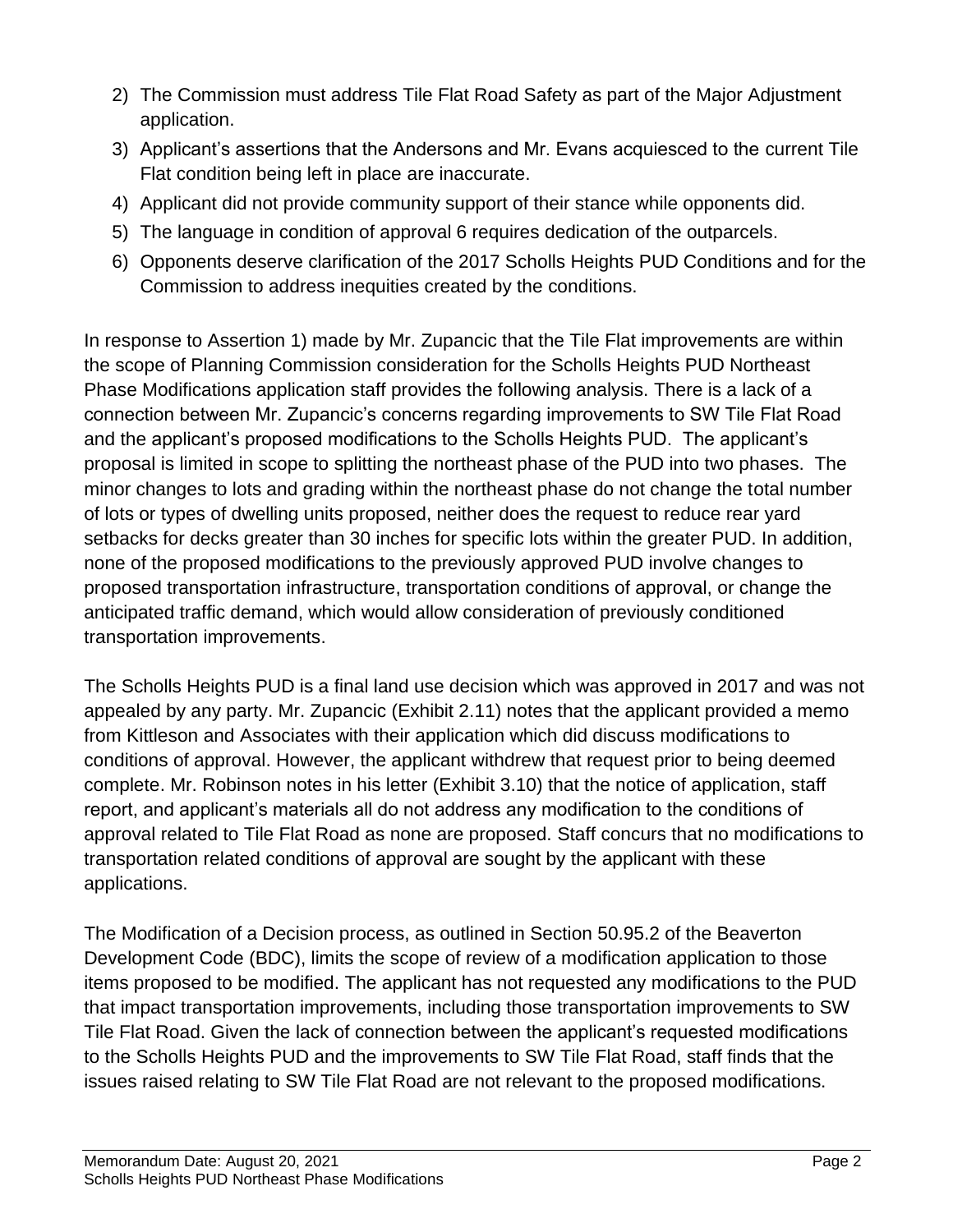2) The Commission must address Tile Flat Road Safety as part of the Major Adjustment application.
3) Applicant's assertions that the Andersons and Mr. Evans acquiesced to the current Tile Flat condition being left in place are inaccurate.
4) Applicant did not provide community support of their stance while opponents did.
5) The language in condition of approval 6 requires dedication of the outparcels.
6) Opponents deserve clarification of the 2017 Scholls Heights PUD Conditions and for the Commission to address inequities created by the conditions.

In response to Assertion 1) made by Mr. Zupancic that the Tile Flat improvements are within the scope of Planning Commission consideration for the Scholls Heights PUD Northeast Phase Modifications application staff provides the following analysis. There is a lack of a connection between Mr. Zupancic's concerns regarding improvements to SW Tile Flat Road and the applicant's proposed modifications to the Scholls Heights PUD. The applicant's proposal is limited in scope to splitting the northeast phase of the PUD into two phases. The minor changes to lots and grading within the northeast phase do not change the total number of lots or types of dwelling units proposed, neither does the request to reduce rear yard setbacks for decks greater than 30 inches for specific lots within the greater PUD. In addition, none of the proposed modifications to the previously approved PUD involve changes to proposed transportation infrastructure, transportation conditions of approval, or change the anticipated traffic demand, which would allow consideration of previously conditioned transportation improvements.

The Scholls Heights PUD is a final land use decision which was approved in 2017 and was not appealed by any party. Mr. Zupancic (Exhibit 2.11) notes that the applicant provided a memo from Kittleson and Associates with their application which did discuss modifications to conditions of approval. However, the applicant withdrew that request prior to being deemed complete. Mr. Robinson notes in his letter (Exhibit 3.10) that the notice of application, staff report, and applicant's materials all do not address any modification to the conditions of approval related to Tile Flat Road as none are proposed. Staff concurs that no modifications to transportation related conditions of approval are sought by the applicant with these applications.

The Modification of a Decision process, as outlined in Section 50.95.2 of the Beaverton Development Code (BDC), limits the scope of review of a modification application to those items proposed to be modified. The applicant has not requested any modifications to the PUD that impact transportation improvements, including those transportation improvements to SW Tile Flat Road. Given the lack of connection between the applicant's requested modifications to the Scholls Heights PUD and the improvements to SW Tile Flat Road, staff finds that the issues raised relating to SW Tile Flat Road are not relevant to the proposed modifications.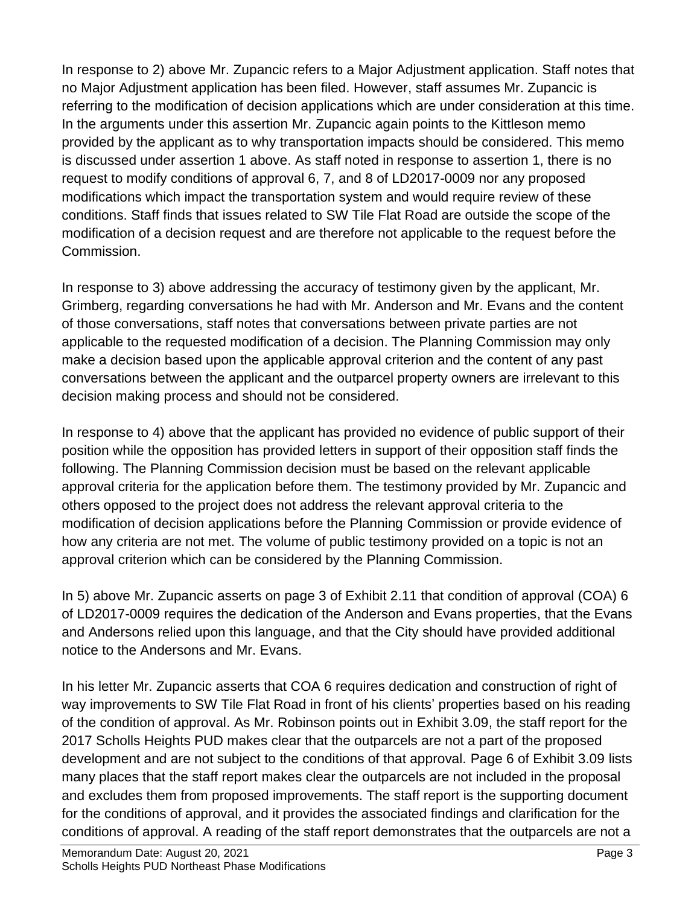In response to 2) above Mr. Zupancic refers to a Major Adjustment application. Staff notes that no Major Adjustment application has been filed. However, staff assumes Mr. Zupancic is referring to the modification of decision applications which are under consideration at this time. In the arguments under this assertion Mr. Zupancic again points to the Kittleson memo provided by the applicant as to why transportation impacts should be considered. This memo is discussed under assertion 1 above. As staff noted in response to assertion 1, there is no request to modify conditions of approval 6, 7, and 8 of LD2017-0009 nor any proposed modifications which impact the transportation system and would require review of these conditions. Staff finds that issues related to SW Tile Flat Road are outside the scope of the modification of a decision request and are therefore not applicable to the request before the Commission.

In response to 3) above addressing the accuracy of testimony given by the applicant, Mr. Grimberg, regarding conversations he had with Mr. Anderson and Mr. Evans and the content of those conversations, staff notes that conversations between private parties are not applicable to the requested modification of a decision. The Planning Commission may only make a decision based upon the applicable approval criterion and the content of any past conversations between the applicant and the outparcel property owners are irrelevant to this decision making process and should not be considered.

In response to 4) above that the applicant has provided no evidence of public support of their position while the opposition has provided letters in support of their opposition staff finds the following. The Planning Commission decision must be based on the relevant applicable approval criteria for the application before them. The testimony provided by Mr. Zupancic and others opposed to the project does not address the relevant approval criteria to the modification of decision applications before the Planning Commission or provide evidence of how any criteria are not met. The volume of public testimony provided on a topic is not an approval criterion which can be considered by the Planning Commission.

In 5) above Mr. Zupancic asserts on page 3 of Exhibit 2.11 that condition of approval (COA) 6 of LD2017-0009 requires the dedication of the Anderson and Evans properties, that the Evans and Andersons relied upon this language, and that the City should have provided additional notice to the Andersons and Mr. Evans.

In his letter Mr. Zupancic asserts that COA 6 requires dedication and construction of right of way improvements to SW Tile Flat Road in front of his clients' properties based on his reading of the condition of approval. As Mr. Robinson points out in Exhibit 3.09, the staff report for the 2017 Scholls Heights PUD makes clear that the outparcels are not a part of the proposed development and are not subject to the conditions of that approval. Page 6 of Exhibit 3.09 lists many places that the staff report makes clear the outparcels are not included in the proposal and excludes them from proposed improvements. The staff report is the supporting document for the conditions of approval, and it provides the associated findings and clarification for the conditions of approval. A reading of the staff report demonstrates that the outparcels are not a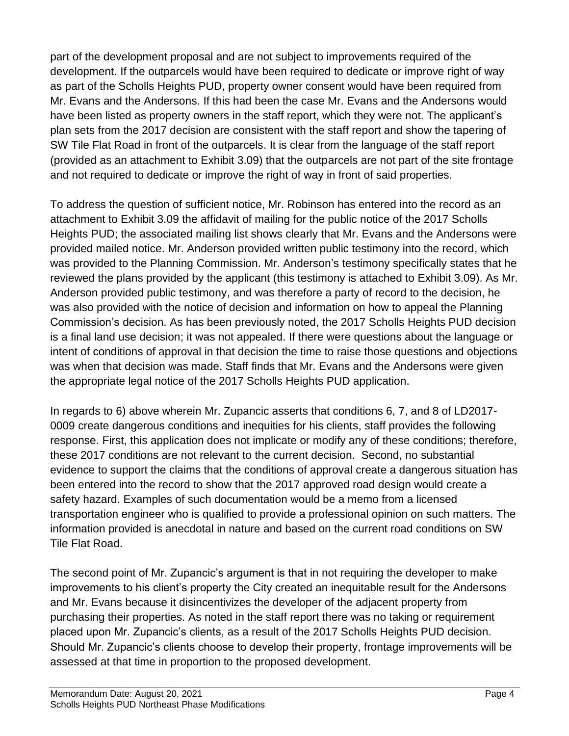part of the development proposal and are not subject to improvements required of the development. If the outparcels would have been required to dedicate or improve right of way as part of the Scholls Heights PUD, property owner consent would have been required from Mr. Evans and the Andersons. If this had been the case Mr. Evans and the Andersons would have been listed as property owners in the staff report, which they were not. The applicant's plan sets from the 2017 decision are consistent with the staff report and show the tapering of SW Tile Flat Road in front of the outparcels. It is clear from the language of the staff report (provided as an attachment to Exhibit 3.09) that the outparcels are not part of the site frontage and not required to dedicate or improve the right of way in front of said properties.

To address the question of sufficient notice, Mr. Robinson has entered into the record as an attachment to Exhibit 3.09 the affidavit of mailing for the public notice of the 2017 Scholls Heights PUD; the associated mailing list shows clearly that Mr. Evans and the Andersons were provided mailed notice. Mr. Anderson provided written public testimony into the record, which was provided to the Planning Commission. Mr. Anderson's testimony specifically states that he reviewed the plans provided by the applicant (this testimony is attached to Exhibit 3.09). As Mr. Anderson provided public testimony, and was therefore a party of record to the decision, he was also provided with the notice of decision and information on how to appeal the Planning Commission's decision. As has been previously noted, the 2017 Scholls Heights PUD decision is a final land use decision; it was not appealed. If there were questions about the language or intent of conditions of approval in that decision the time to raise those questions and objections was when that decision was made. Staff finds that Mr. Evans and the Andersons were given the appropriate legal notice of the 2017 Scholls Heights PUD application.

In regards to 6) above wherein Mr. Zupancic asserts that conditions 6, 7, and 8 of LD2017-0009 create dangerous conditions and inequities for his clients, staff provides the following response. First, this application does not implicate or modify any of these conditions; therefore, these 2017 conditions are not relevant to the current decision. Second, no substantial evidence to support the claims that the conditions of approval create a dangerous situation has been entered into the record to show that the 2017 approved road design would create a safety hazard. Examples of such documentation would be a memo from a licensed transportation engineer who is qualified to provide a professional opinion on such matters. The information provided is anecdotal in nature and based on the current road conditions on SW Tile Flat Road.

The second point of Mr. Zupancic's argument is that in not requiring the developer to make improvements to his client's property the City created an inequitable result for the Andersons and Mr. Evans because it disincentivizes the developer of the adjacent property from purchasing their properties. As noted in the staff report there was no taking or requirement placed upon Mr. Zupancic's clients, as a result of the 2017 Scholls Heights PUD decision. Should Mr. Zupancic's clients choose to develop their property, frontage improvements will be assessed at that time in proportion to the proposed development.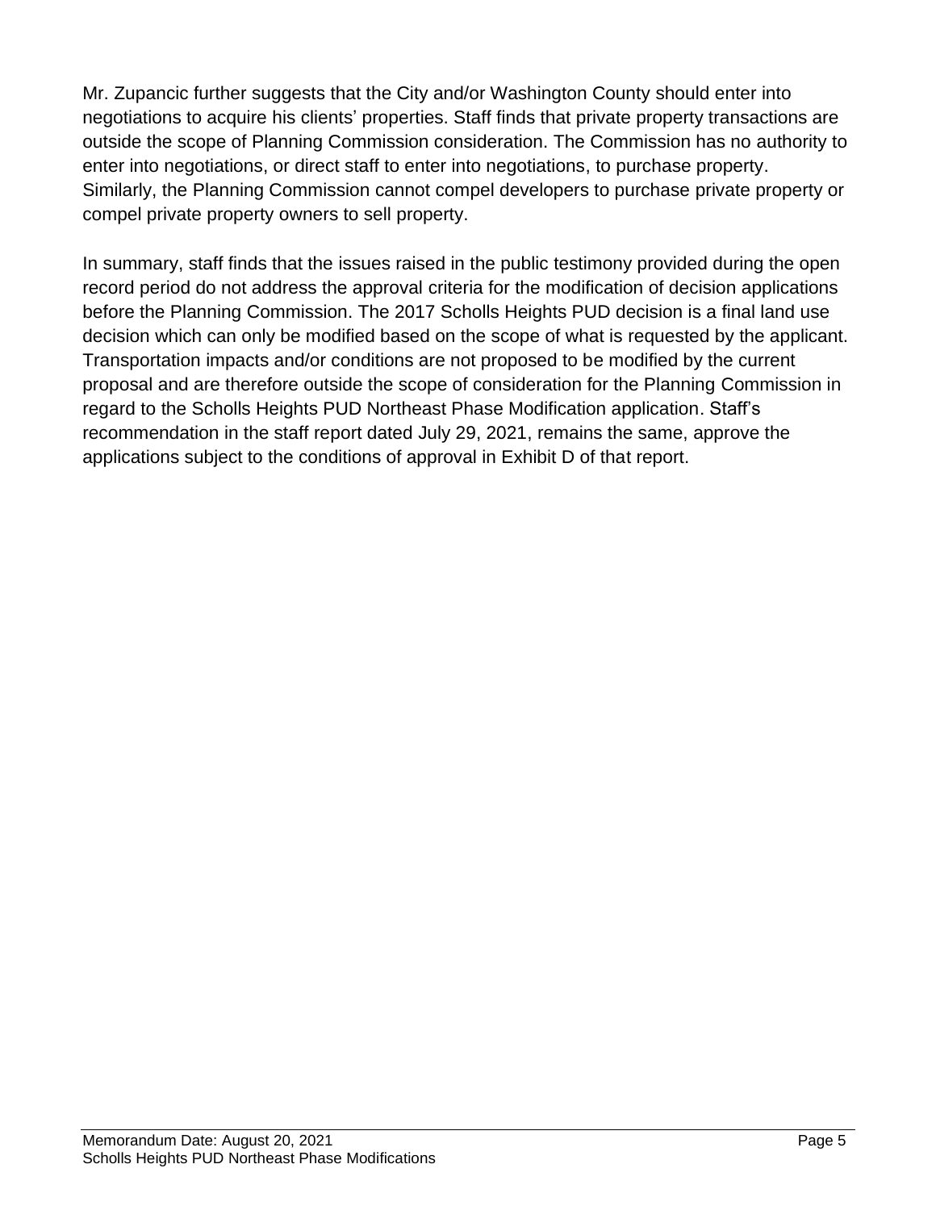Mr. Zupancic further suggests that the City and/or Washington County should enter into negotiations to acquire his clients' properties. Staff finds that private property transactions are outside the scope of Planning Commission consideration. The Commission has no authority to enter into negotiations, or direct staff to enter into negotiations, to purchase property. Similarly, the Planning Commission cannot compel developers to purchase private property or compel private property owners to sell property.

In summary, staff finds that the issues raised in the public testimony provided during the open record period do not address the approval criteria for the modification of decision applications before the Planning Commission. The 2017 Scholls Heights PUD decision is a final land use decision which can only be modified based on the scope of what is requested by the applicant. Transportation impacts and/or conditions are not proposed to be modified by the current proposal and are therefore outside the scope of consideration for the Planning Commission in regard to the Scholls Heights PUD Northeast Phase Modification application. Staff's recommendation in the staff report dated July 29, 2021, remains the same, approve the applications subject to the conditions of approval in Exhibit D of that report.